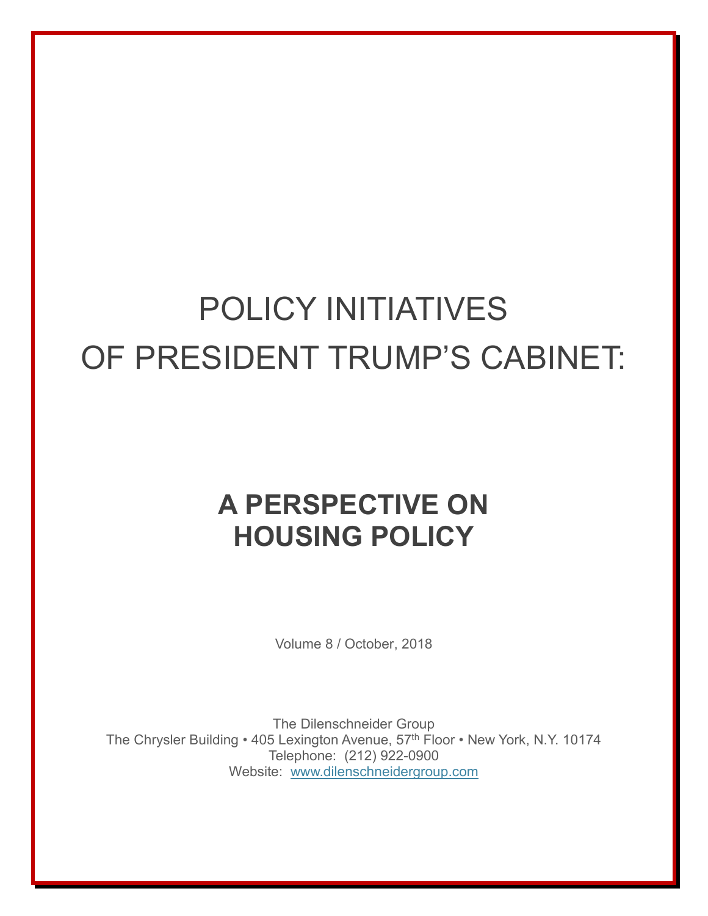# POLICY INITIATIVES OF PRESIDENT TRUMP'S CABINET:

## A PERSPECTIVE ON HOUSING POLICY

Volume 8 / October, 2018

The Dilenschneider Group
The Chrysler Building • 405 Lexington Avenue, 57th Floor • New York, N.Y. 10174
Telephone: (212) 922-0900
Website: www.dilenschneidergroup.com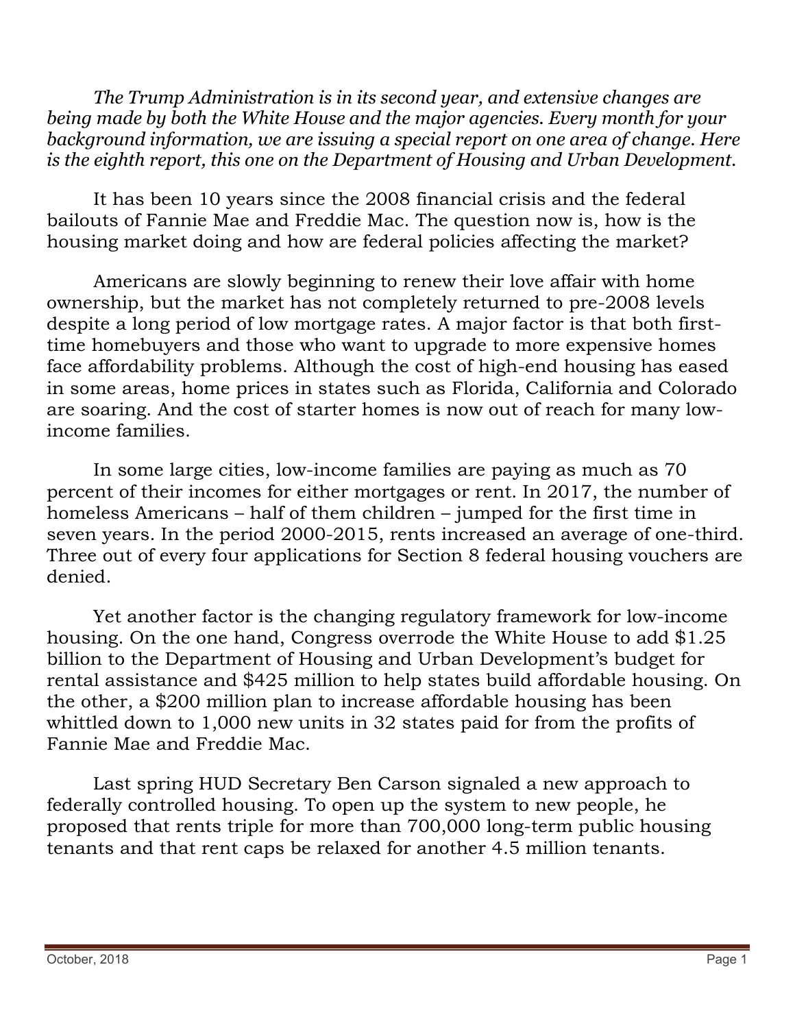*The Trump Administration is in its second year, and extensive changes are being made by both the White House and the major agencies. Every month for your background information, we are issuing a special report on one area of change. Here is the eighth report, this one on the Department of Housing and Urban Development.*

It has been 10 years since the 2008 financial crisis and the federal bailouts of Fannie Mae and Freddie Mac. The question now is, how is the housing market doing and how are federal policies affecting the market?

Americans are slowly beginning to renew their love affair with home ownership, but the market has not completely returned to pre-2008 levels despite a long period of low mortgage rates. A major factor is that both first-time homebuyers and those who want to upgrade to more expensive homes face affordability problems. Although the cost of high-end housing has eased in some areas, home prices in states such as Florida, California and Colorado are soaring. And the cost of starter homes is now out of reach for many low-income families.

In some large cities, low-income families are paying as much as 70 percent of their incomes for either mortgages or rent. In 2017, the number of homeless Americans – half of them children – jumped for the first time in seven years. In the period 2000-2015, rents increased an average of one-third. Three out of every four applications for Section 8 federal housing vouchers are denied.

Yet another factor is the changing regulatory framework for low-income housing. On the one hand, Congress overrode the White House to add $1.25 billion to the Department of Housing and Urban Development's budget for rental assistance and $425 million to help states build affordable housing. On the other, a $200 million plan to increase affordable housing has been whittled down to 1,000 new units in 32 states paid for from the profits of Fannie Mae and Freddie Mac.

Last spring HUD Secretary Ben Carson signaled a new approach to federally controlled housing. To open up the system to new people, he proposed that rents triple for more than 700,000 long-term public housing tenants and that rent caps be relaxed for another 4.5 million tenants.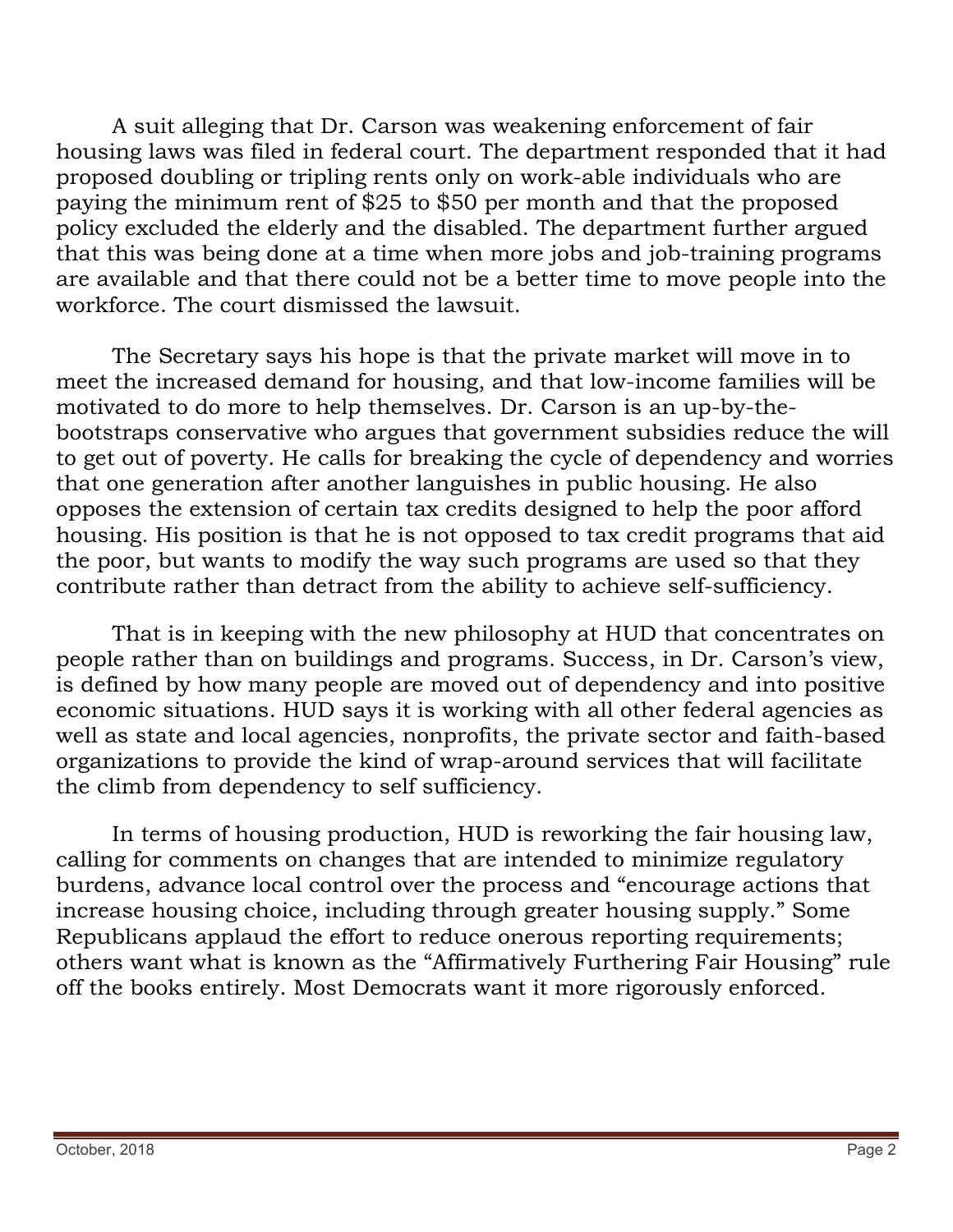A suit alleging that Dr. Carson was weakening enforcement of fair housing laws was filed in federal court. The department responded that it had proposed doubling or tripling rents only on work-able individuals who are paying the minimum rent of $25 to $50 per month and that the proposed policy excluded the elderly and the disabled. The department further argued that this was being done at a time when more jobs and job-training programs are available and that there could not be a better time to move people into the workforce. The court dismissed the lawsuit.

The Secretary says his hope is that the private market will move in to meet the increased demand for housing, and that low-income families will be motivated to do more to help themselves. Dr. Carson is an up-by-the-bootstraps conservative who argues that government subsidies reduce the will to get out of poverty. He calls for breaking the cycle of dependency and worries that one generation after another languishes in public housing. He also opposes the extension of certain tax credits designed to help the poor afford housing. His position is that he is not opposed to tax credit programs that aid the poor, but wants to modify the way such programs are used so that they contribute rather than detract from the ability to achieve self-sufficiency.

That is in keeping with the new philosophy at HUD that concentrates on people rather than on buildings and programs. Success, in Dr. Carson's view, is defined by how many people are moved out of dependency and into positive economic situations. HUD says it is working with all other federal agencies as well as state and local agencies, nonprofits, the private sector and faith-based organizations to provide the kind of wrap-around services that will facilitate the climb from dependency to self sufficiency.

In terms of housing production, HUD is reworking the fair housing law, calling for comments on changes that are intended to minimize regulatory burdens, advance local control over the process and "encourage actions that increase housing choice, including through greater housing supply." Some Republicans applaud the effort to reduce onerous reporting requirements; others want what is known as the "Affirmatively Furthering Fair Housing" rule off the books entirely. Most Democrats want it more rigorously enforced.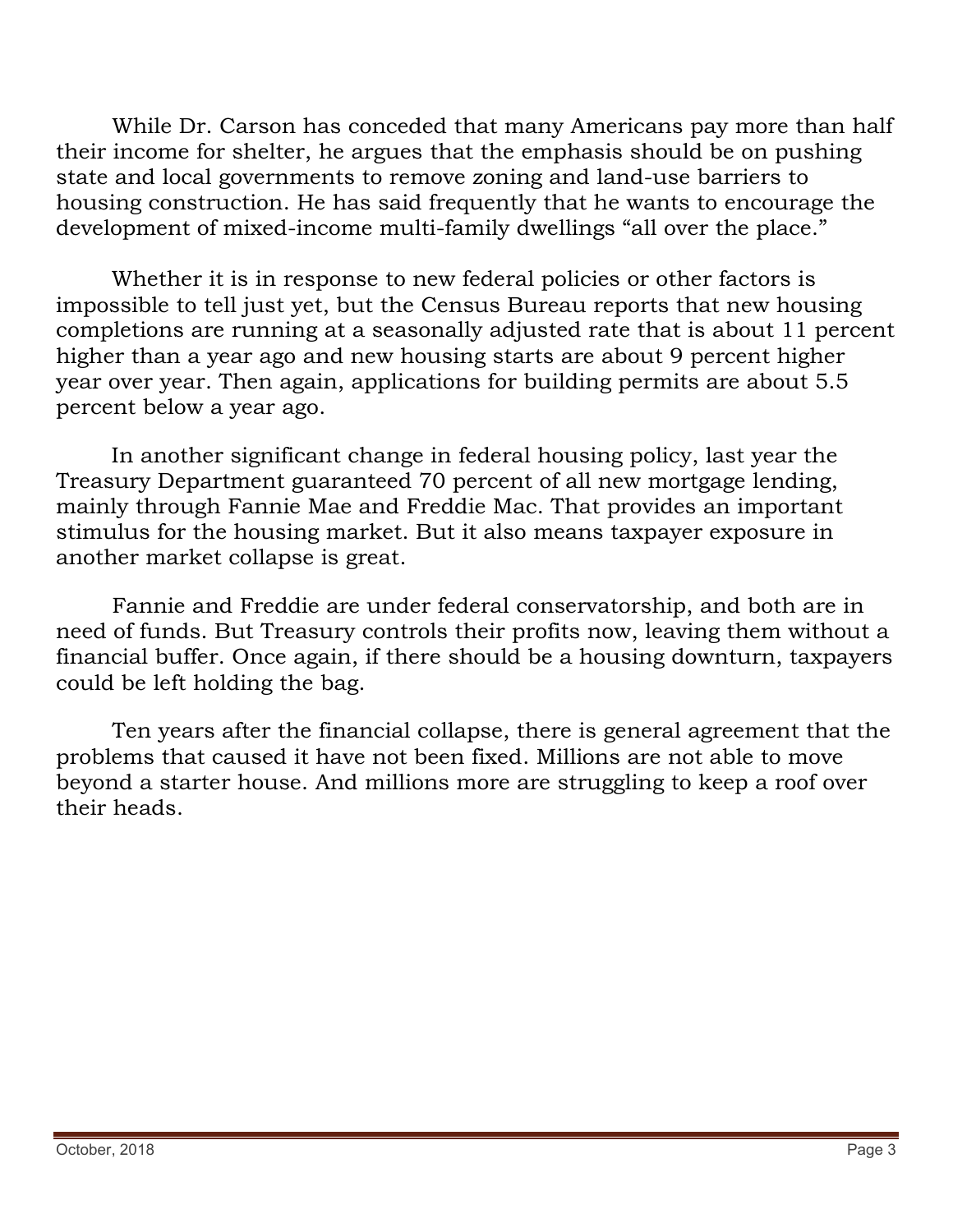While Dr. Carson has conceded that many Americans pay more than half their income for shelter, he argues that the emphasis should be on pushing state and local governments to remove zoning and land-use barriers to housing construction. He has said frequently that he wants to encourage the development of mixed-income multi-family dwellings "all over the place."

Whether it is in response to new federal policies or other factors is impossible to tell just yet, but the Census Bureau reports that new housing completions are running at a seasonally adjusted rate that is about 11 percent higher than a year ago and new housing starts are about 9 percent higher year over year. Then again, applications for building permits are about 5.5 percent below a year ago.

In another significant change in federal housing policy, last year the Treasury Department guaranteed 70 percent of all new mortgage lending, mainly through Fannie Mae and Freddie Mac. That provides an important stimulus for the housing market. But it also means taxpayer exposure in another market collapse is great.

Fannie and Freddie are under federal conservatorship, and both are in need of funds. But Treasury controls their profits now, leaving them without a financial buffer. Once again, if there should be a housing downturn, taxpayers could be left holding the bag.

Ten years after the financial collapse, there is general agreement that the problems that caused it have not been fixed. Millions are not able to move beyond a starter house. And millions more are struggling to keep a roof over their heads.